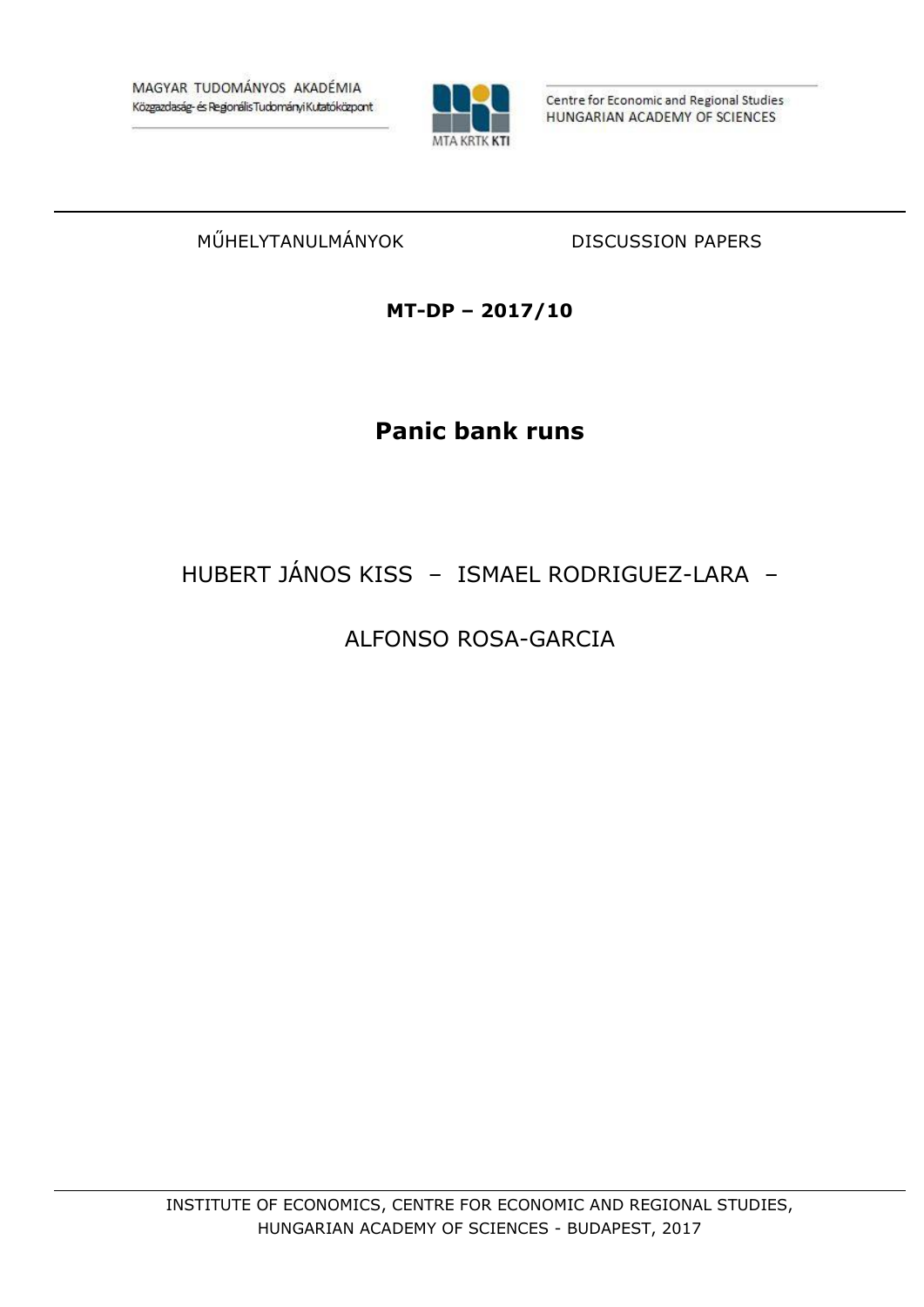MAGYAR TUDOMÁNYOS AKADÉMIA
Közgazdaság- és Regionális Tudományi Kutatóközpont

MTA KRTK KTI

Centre for Economic and Regional Studies
HUNGARIAN ACADEMY OF SCIENCES

MŰHELYTANULMÁNYOK DISCUSSION PAPERS

**MT-DP – 2017/10**

# Panic bank runs

HUBERT JÁNOS KISS – ISMAEL RODRIGUEZ-LARA –

ALFONSO ROSA-GARCIA

INSTITUTE OF ECONOMICS, CENTRE FOR ECONOMIC AND REGIONAL STUDIES, HUNGARIAN ACADEMY OF SCIENCES - BUDAPEST, 2017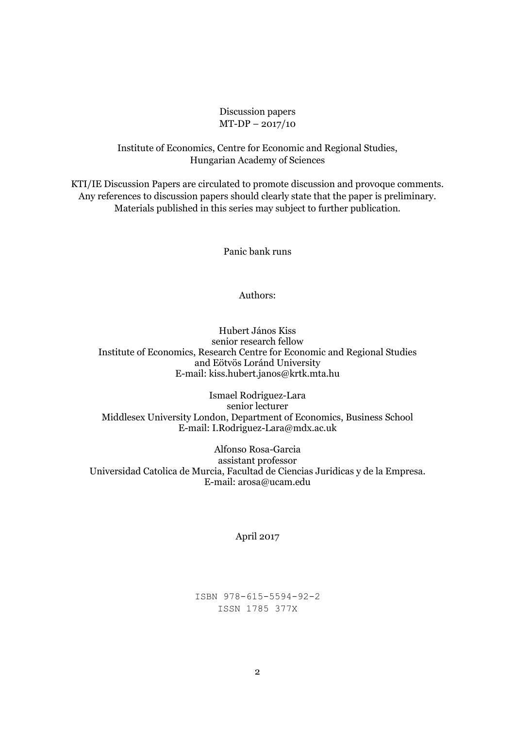Discussion papers
MT-DP – 2017/10

Institute of Economics, Centre for Economic and Regional Studies,
Hungarian Academy of Sciences

KTI/IE Discussion Papers are circulated to promote discussion and provoque comments.
Any references to discussion papers should clearly state that the paper is preliminary.
Materials published in this series may subject to further publication.

Panic bank runs

Authors:

Hubert János Kiss
senior research fellow
Institute of Economics, Research Centre for Economic and Regional Studies
and Eötvös Loránd University
E-mail: kiss.hubert.janos@krtk.mta.hu

Ismael Rodriguez-Lara
senior lecturer
Middlesex University London, Department of Economics, Business School
E-mail: I.Rodriguez-Lara@mdx.ac.uk

Alfonso Rosa-Garcia
assistant professor
Universidad Catolica de Murcia, Facultad de Ciencias Juridicas y de la Empresa.
E-mail: arosa@ucam.edu

April 2017

ISBN 978-615-5594-92-2
ISSN 1785 377X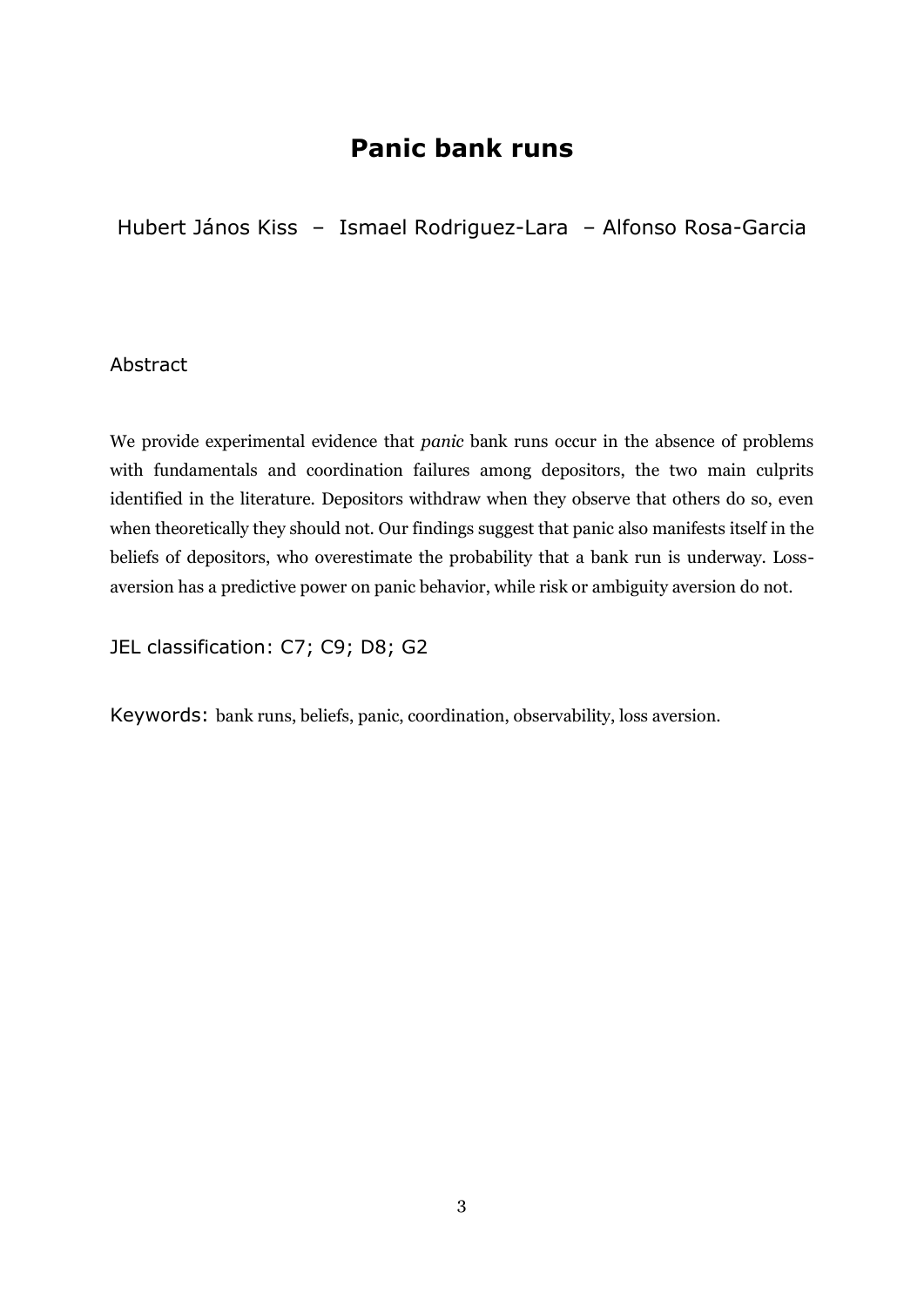# Panic bank runs

Hubert János Kiss – Ismael Rodriguez-Lara – Alfonso Rosa-Garcia

## Abstract

We provide experimental evidence that *panic* bank runs occur in the absence of problems with fundamentals and coordination failures among depositors, the two main culprits identified in the literature. Depositors withdraw when they observe that others do so, even when theoretically they should not. Our findings suggest that panic also manifests itself in the beliefs of depositors, who overestimate the probability that a bank run is underway. Loss-aversion has a predictive power on panic behavior, while risk or ambiguity aversion do not.

JEL classification: C7; C9; D8; G2

Keywords: bank runs, beliefs, panic, coordination, observability, loss aversion.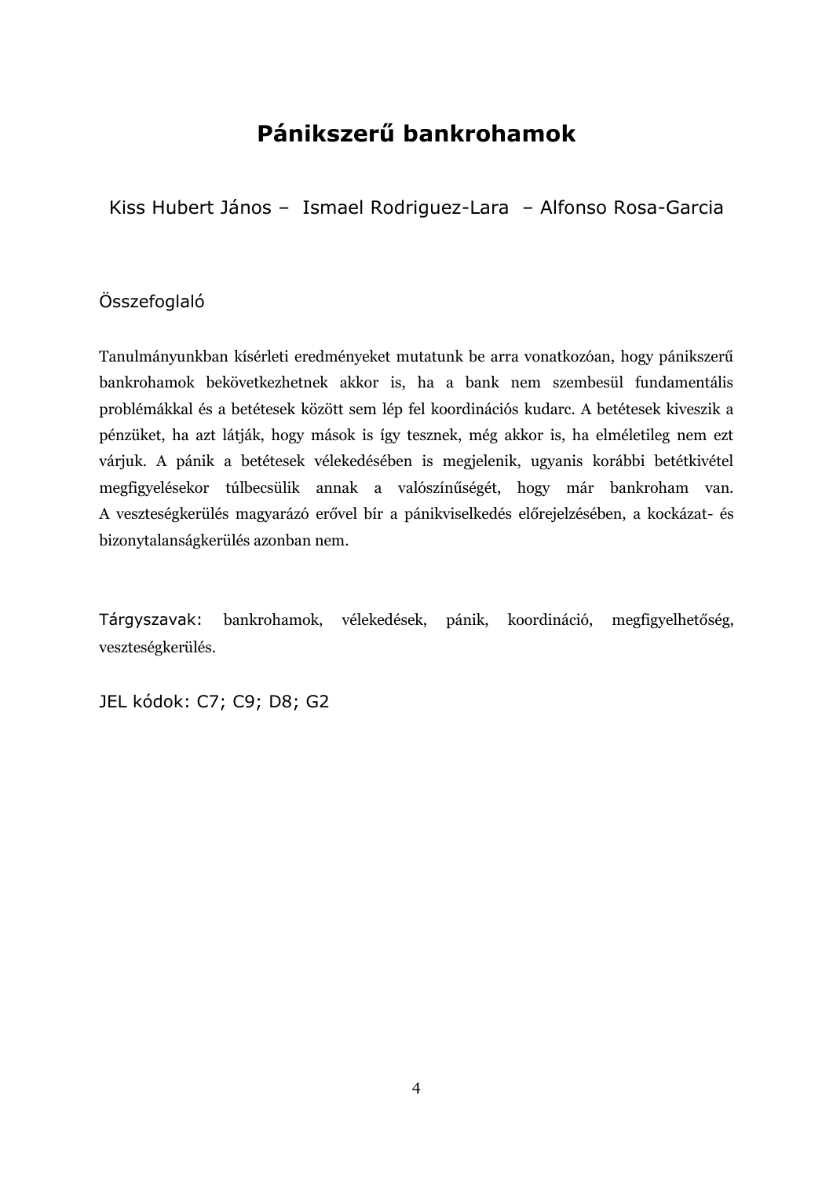# Pánikszerű bankrohamok

Kiss Hubert János – Ismael Rodriguez-Lara – Alfonso Rosa-Garcia

## Összefoglaló

Tanulmányunkban kísérleti eredményeket mutatunk be arra vonatkozóan, hogy pánikszerű bankrohamok bekövetkezhetnek akkor is, ha a bank nem szembesül fundamentális problémákkal és a betétesek között sem lép fel koordinációs kudarc. A betétesek kiveszik a pénzüket, ha azt látják, hogy mások is így tesznek, még akkor is, ha elméletileg nem ezt várjuk. A pánik a betétesek vélekedésében is megjelenik, ugyanis korábbi betétkivétel megfigyelésekor túlbecsülik annak a valószínűségét, hogy már bankroham van. A veszteségkerülés magyarázó erővel bír a pánikviselkedés előrejelzésében, a kockázat- és bizonytalanságkerülés azonban nem.

Tárgyszavak: bankrohamok, vélekedések, pánik, koordináció, megfigyelhetőség, veszteségkerülés.

JEL kódok: C7; C9; D8; G2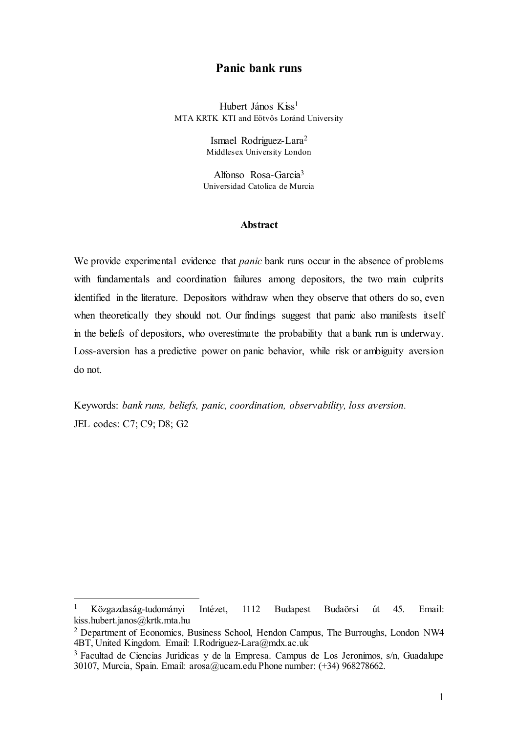# Panic bank runs

Hubert János Kiss[1]
MTA KRTK KTI and Eötvös Loránd University

Ismael Rodriguez-Lara[2]
Middlesex University London

Alfonso Rosa-Garcia[3]
Universidad Catolica de Murcia

## Abstract

We provide experimental evidence that *panic* bank runs occur in the absence of problems with fundamentals and coordination failures among depositors, the two main culprits identified in the literature. Depositors withdraw when they observe that others do so, even when theoretically they should not. Our findings suggest that panic also manifests itself in the beliefs of depositors, who overestimate the probability that a bank run is underway. Loss-aversion has a predictive power on panic behavior, while risk or ambiguity aversion do not.

Keywords: *bank runs, beliefs, panic, coordination, observability, loss aversion.*
JEL codes: C7; C9; D8; G2

---

[1] Közgazdaság-tudományi Intézet, 1112 Budapest Budaörsi út 45. Email: kiss.hubert.janos@krtk.mta.hu

[2] Department of Economics, Business School, Hendon Campus, The Burroughs, London NW4 4BT, United Kingdom. Email: I.Rodriguez-Lara@mdx.ac.uk

[3] Facultad de Ciencias Juridicas y de la Empresa. Campus de Los Jeronimos, s/n, Guadalupe 30107, Murcia, Spain. Email: arosa@ucam.edu Phone number: (+34) 968278662.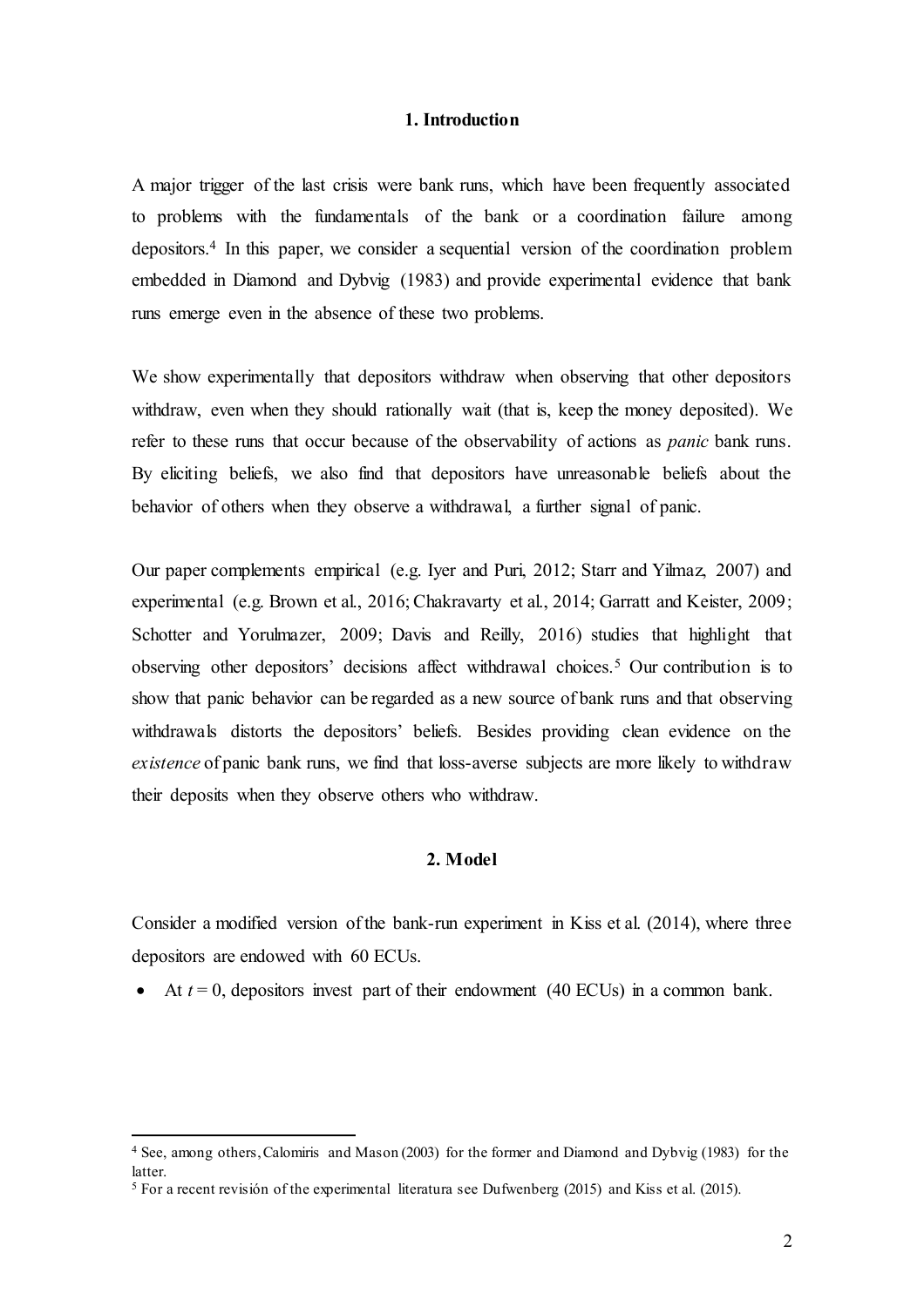## 1. Introduction

A major trigger of the last crisis were bank runs, which have been frequently associated to problems with the fundamentals of the bank or a coordination failure among depositors.[4] In this paper, we consider a sequential version of the coordination problem embedded in Diamond and Dybvig (1983) and provide experimental evidence that bank runs emerge even in the absence of these two problems.

We show experimentally that depositors withdraw when observing that other depositors withdraw, even when they should rationally wait (that is, keep the money deposited). We refer to these runs that occur because of the observability of actions as *panic* bank runs. By eliciting beliefs, we also find that depositors have unreasonable beliefs about the behavior of others when they observe a withdrawal, a further signal of panic.

Our paper complements empirical (e.g. Iyer and Puri, 2012; Starr and Yilmaz, 2007) and experimental (e.g. Brown et al., 2016; Chakravarty et al., 2014; Garratt and Keister, 2009; Schotter and Yorulmazer, 2009; Davis and Reilly, 2016) studies that highlight that observing other depositors' decisions affect withdrawal choices.[5] Our contribution is to show that panic behavior can be regarded as a new source of bank runs and that observing withdrawals distorts the depositors' beliefs. Besides providing clean evidence on the *existence* of panic bank runs, we find that loss-averse subjects are more likely to withdraw their deposits when they observe others who withdraw.

## 2. Model

Consider a modified version of the bank-run experiment in Kiss et al. (2014), where three depositors are endowed with 60 ECUs.

- At $t = 0$, depositors invest part of their endowment (40 ECUs) in a common bank.

[4] See, among others, Calomiris and Mason (2003) for the former and Diamond and Dybvig (1983) for the latter.

[5] For a recent revisión of the experimental literatura see Dufwenberg (2015) and Kiss et al. (2015).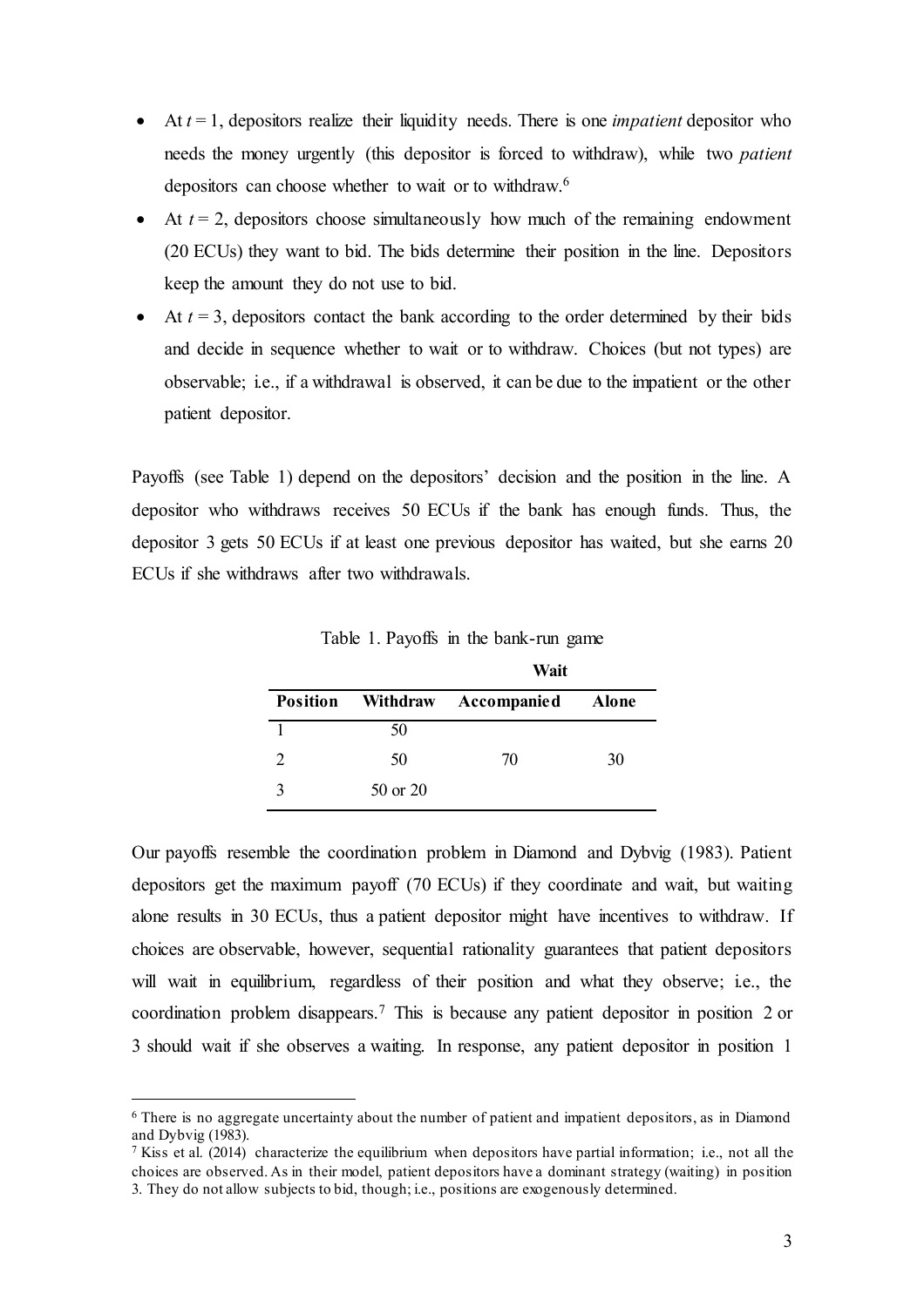- At $t = 1$, depositors realize their liquidity needs. There is one *impatient* depositor who needs the money urgently (this depositor is forced to withdraw), while two *patient* depositors can choose whether to wait or to withdraw.[6]
- At $t = 2$, depositors choose simultaneously how much of the remaining endowment (20 ECUs) they want to bid. The bids determine their position in the line. Depositors keep the amount they do not use to bid.
- At $t = 3$, depositors contact the bank according to the order determined by their bids and decide in sequence whether to wait or to withdraw. Choices (but not types) are observable; i.e., if a withdrawal is observed, it can be due to the impatient or the other patient depositor.

Payoffs (see Table 1) depend on the depositors' decision and the position in the line. A depositor who withdraws receives 50 ECUs if the bank has enough funds. Thus, the depositor 3 gets 50 ECUs if at least one previous depositor has waited, but she earns 20 ECUs if she withdraws after two withdrawals.

Table 1. Payoffs in the bank-run game

| | | **Wait** | |
|---|---|---|---|
| **Position** | **Withdraw** | **Accompanied** | **Alone** |
| 1 | 50 | | |
| 2 | 50 | 70 | 30 |
| 3 | 50 or 20 | | |

Our payoffs resemble the coordination problem in Diamond and Dybvig (1983). Patient depositors get the maximum payoff (70 ECUs) if they coordinate and wait, but waiting alone results in 30 ECUs, thus a patient depositor might have incentives to withdraw. If choices are observable, however, sequential rationality guarantees that patient depositors will wait in equilibrium, regardless of their position and what they observe; i.e., the coordination problem disappears.[7] This is because any patient depositor in position 2 or 3 should wait if she observes a waiting. In response, any patient depositor in position 1

[6] There is no aggregate uncertainty about the number of patient and impatient depositors, as in Diamond and Dybvig (1983).

[7] Kiss et al. (2014) characterize the equilibrium when depositors have partial information; i.e., not all the choices are observed. As in their model, patient depositors have a dominant strategy (waiting) in position 3. They do not allow subjects to bid, though; i.e., positions are exogenously determined.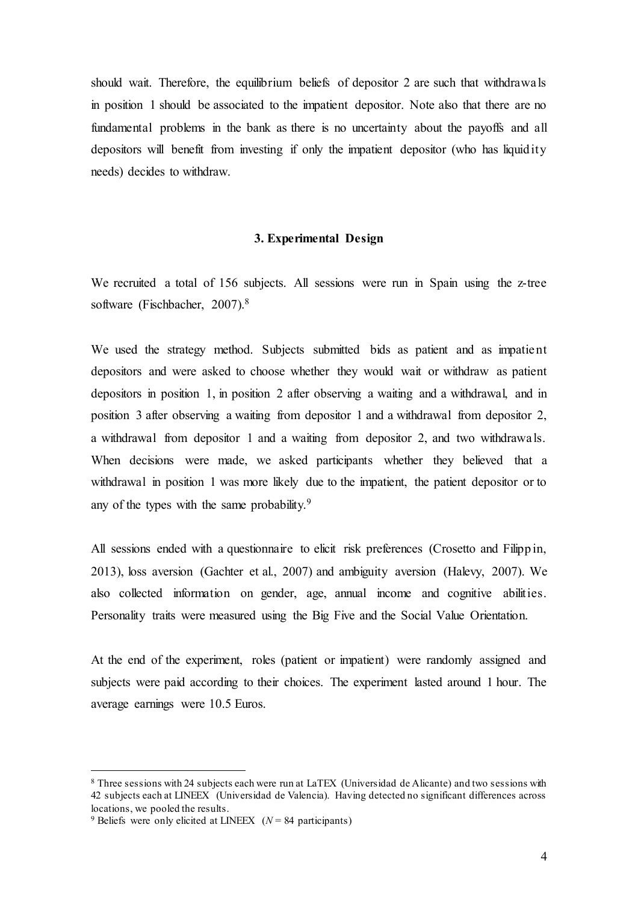should wait. Therefore, the equilibrium beliefs of depositor 2 are such that withdrawals in position 1 should be associated to the impatient depositor. Note also that there are no fundamental problems in the bank as there is no uncertainty about the payoffs and all depositors will benefit from investing if only the impatient depositor (who has liquidity needs) decides to withdraw.

## 3. Experimental Design

We recruited a total of 156 subjects. All sessions were run in Spain using the z-tree software (Fischbacher, 2007).[8]

We used the strategy method. Subjects submitted bids as patient and as impatient depositors and were asked to choose whether they would wait or withdraw as patient depositors in position 1, in position 2 after observing a waiting and a withdrawal, and in position 3 after observing a waiting from depositor 1 and a withdrawal from depositor 2, a withdrawal from depositor 1 and a waiting from depositor 2, and two withdrawals. When decisions were made, we asked participants whether they believed that a withdrawal in position 1 was more likely due to the impatient, the patient depositor or to any of the types with the same probability.[9]

All sessions ended with a questionnaire to elicit risk preferences (Crosetto and Filippin, 2013), loss aversion (Gachter et al., 2007) and ambiguity aversion (Halevy, 2007). We also collected information on gender, age, annual income and cognitive abilities. Personality traits were measured using the Big Five and the Social Value Orientation.

At the end of the experiment, roles (patient or impatient) were randomly assigned and subjects were paid according to their choices. The experiment lasted around 1 hour. The average earnings were 10.5 Euros.

---

[8] Three sessions with 24 subjects each were run at LaTEX (Universidad de Alicante) and two sessions with 42 subjects each at LINEEX (Universidad de Valencia). Having detected no significant differences across locations, we pooled the results.

[9] Beliefs were only elicited at LINEEX ($N = 84$ participants)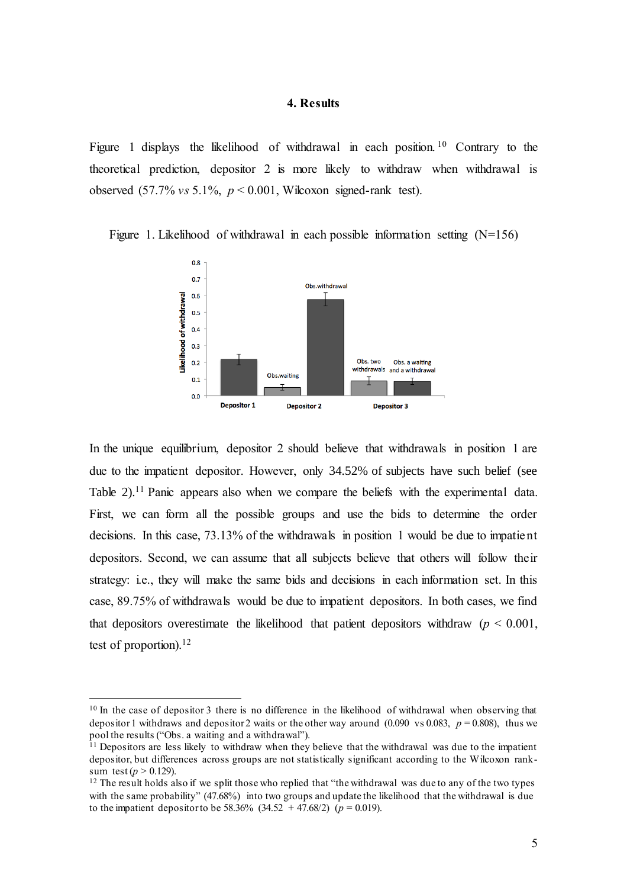## 4. Results

Figure 1 displays the likelihood of withdrawal in each position.[10] Contrary to the theoretical prediction, depositor 2 is more likely to withdraw when withdrawal is observed (57.7% *vs* 5.1%, $p < 0.001$, Wilcoxon signed-rank test).

Figure 1. Likelihood of withdrawal in each possible information setting (N=156)

In the unique equilibrium, depositor 2 should believe that withdrawals in position 1 are due to the impatient depositor. However, only 34.52% of subjects have such belief (see Table 2).[11] Panic appears also when we compare the beliefs with the experimental data. First, we can form all the possible groups and use the bids to determine the order decisions. In this case, 73.13% of the withdrawals in position 1 would be due to impatient depositors. Second, we can assume that all subjects believe that others will follow their strategy: i.e., they will make the same bids and decisions in each information set. In this case, 89.75% of withdrawals would be due to impatient depositors. In both cases, we find that depositors overestimate the likelihood that patient depositors withdraw ($p < 0.001$, test of proportion).[12]

---

[10] In the case of depositor 3 there is no difference in the likelihood of withdrawal when observing that depositor 1 withdraws and depositor 2 waits or the other way around (0.090 vs 0.083, $p = 0.808$), thus we pool the results ("Obs. a waiting and a withdrawal").

[11] Depositors are less likely to withdraw when they believe that the withdrawal was due to the impatient depositor, but differences across groups are not statistically significant according to the Wilcoxon rank-sum test ($p > 0.129$).

[12] The result holds also if we split those who replied that "the withdrawal was due to any of the two types with the same probability" (47.68%) into two groups and update the likelihood that the withdrawal is due to the impatient depositor to be 58.36% (34.52 + 47.68/2) ($p = 0.019$).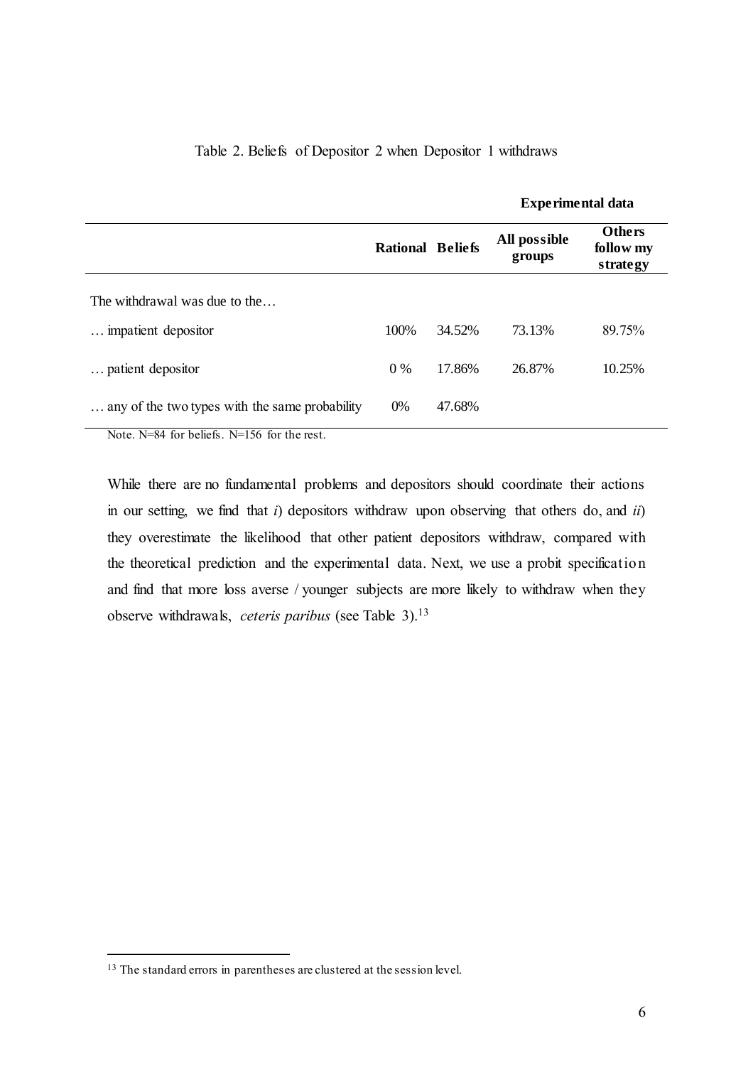Table 2. Beliefs of Depositor 2 when Depositor 1 withdraws

| | | | **Experimental data** | |
|---|---|---|---|---|
| | **Rational** | **Beliefs** | **All possible groups** | **Others follow my strategy** |
| The withdrawal was due to the… | | | | |
| … impatient depositor | 100% | 34.52% | 73.13% | 89.75% |
| … patient depositor | 0 % | 17.86% | 26.87% | 10.25% |
| … any of the two types with the same probability | 0% | 47.68% | | |

Note. N=84 for beliefs. N=156 for the rest.

While there are no fundamental problems and depositors should coordinate their actions in our setting, we find that *i*) depositors withdraw upon observing that others do, and *ii*) they overestimate the likelihood that other patient depositors withdraw, compared with the theoretical prediction and the experimental data. Next, we use a probit specification and find that more loss averse / younger subjects are more likely to withdraw when they observe withdrawals, *ceteris paribus* (see Table 3).[13]

[13] The standard errors in parentheses are clustered at the session level.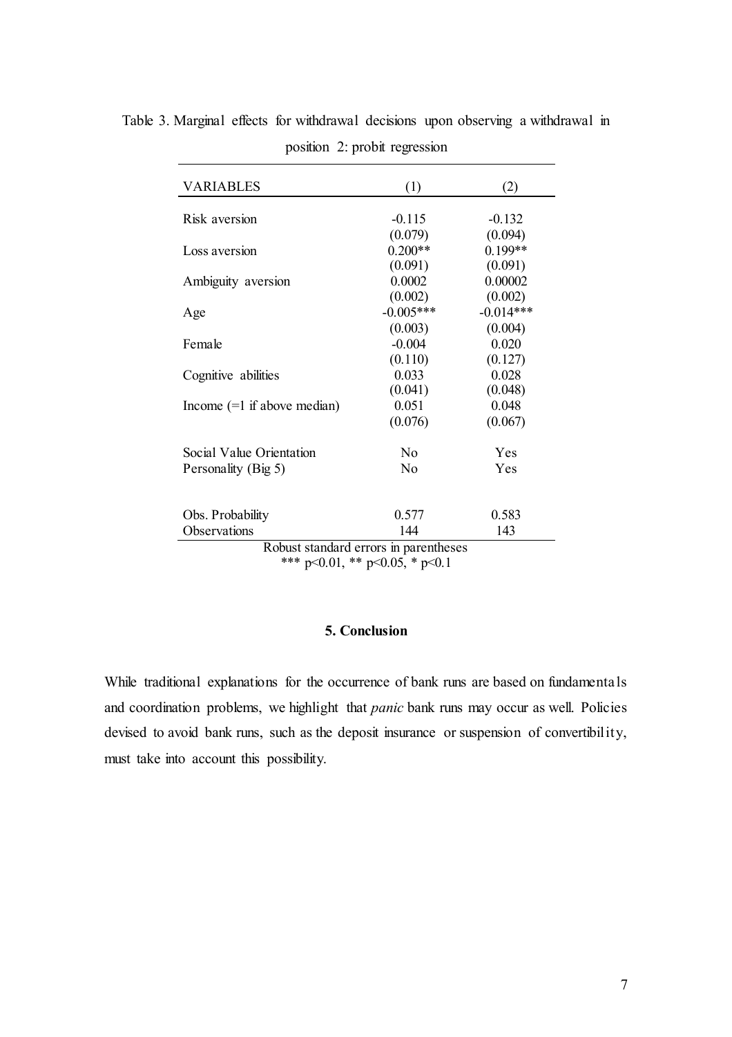Table 3. Marginal effects for withdrawal decisions upon observing a withdrawal in position 2: probit regression

| VARIABLES | (1) | (2) |
|---|---|---|
| Risk aversion | -0.115 | -0.132 |
| | (0.079) | (0.094) |
| Loss aversion | 0.200** | 0.199** |
| | (0.091) | (0.091) |
| Ambiguity aversion | 0.0002 | 0.00002 |
| | (0.002) | (0.002) |
| Age | -0.005*** | -0.014*** |
| | (0.003) | (0.004) |
| Female | -0.004 | 0.020 |
| | (0.110) | (0.127) |
| Cognitive abilities | 0.033 | 0.028 |
| | (0.041) | (0.048) |
| Income (=1 if above median) | 0.051 | 0.048 |
| | (0.076) | (0.067) |
| Social Value Orientation | No | Yes |
| Personality (Big 5) | No | Yes |
| Obs. Probability | 0.577 | 0.583 |
| Observations | 144 | 143 |

Robust standard errors in parentheses
*** $p<0.01$, ** $p<0.05$, * $p<0.1$

## 5. Conclusion

While traditional explanations for the occurrence of bank runs are based on fundamentals and coordination problems, we highlight that *panic* bank runs may occur as well. Policies devised to avoid bank runs, such as the deposit insurance or suspension of convertibility, must take into account this possibility.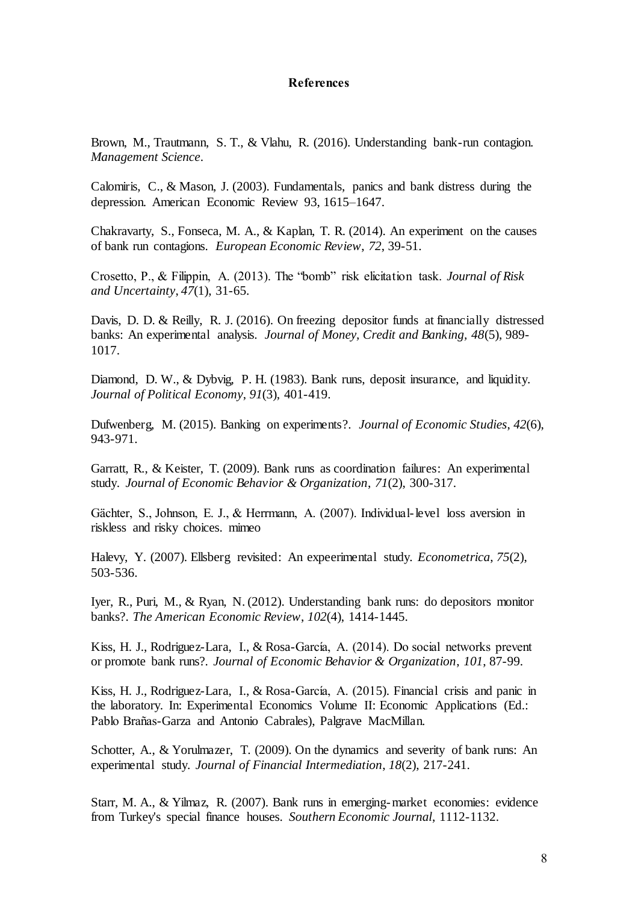## References

Brown, M., Trautmann, S. T., & Vlahu, R. (2016). Understanding bank-run contagion. *Management Science*.

Calomiris, C., & Mason, J. (2003). Fundamentals, panics and bank distress during the depression. American Economic Review 93, 1615–1647.

Chakravarty, S., Fonseca, M. A., & Kaplan, T. R. (2014). An experiment on the causes of bank run contagions. *European Economic Review*, *72*, 39-51.

Crosetto, P., & Filippin, A. (2013). The "bomb" risk elicitation task. *Journal of Risk and Uncertainty*, *47*(1), 31-65.

Davis, D. D. & Reilly, R. J. (2016). On freezing depositor funds at financially distressed banks: An experimental analysis. *Journal of Money, Credit and Banking*, *48*(5), 989-1017.

Diamond, D. W., & Dybvig, P. H. (1983). Bank runs, deposit insurance, and liquidity. *Journal of Political Economy*, *91*(3), 401-419.

Dufwenberg, M. (2015). Banking on experiments?. *Journal of Economic Studies*, *42*(6), 943-971.

Garratt, R., & Keister, T. (2009). Bank runs as coordination failures: An experimental study. *Journal of Economic Behavior & Organization*, *71*(2), 300-317.

Gächter, S., Johnson, E. J., & Herrmann, A. (2007). Individual-level loss aversion in riskless and risky choices. mimeo

Halevy, Y. (2007). Ellsberg revisited: An expeerimental study. *Econometrica*, *75*(2), 503-536.

Iyer, R., Puri, M., & Ryan, N. (2012). Understanding bank runs: do depositors monitor banks?. *The American Economic Review*, *102*(4), 1414-1445.

Kiss, H. J., Rodriguez-Lara, I., & Rosa-García, A. (2014). Do social networks prevent or promote bank runs?. *Journal of Economic Behavior & Organization*, *101*, 87-99.

Kiss, H. J., Rodriguez-Lara, I., & Rosa-García, A. (2015). Financial crisis and panic in the laboratory. In: Experimental Economics Volume II: Economic Applications (Ed.: Pablo Brañas-Garza and Antonio Cabrales), Palgrave MacMillan.

Schotter, A., & Yorulmazer, T. (2009). On the dynamics and severity of bank runs: An experimental study. *Journal of Financial Intermediation*, *18*(2), 217-241.

Starr, M. A., & Yilmaz, R. (2007). Bank runs in emerging-market economies: evidence from Turkey's special finance houses. *Southern Economic Journal*, 1112-1132.